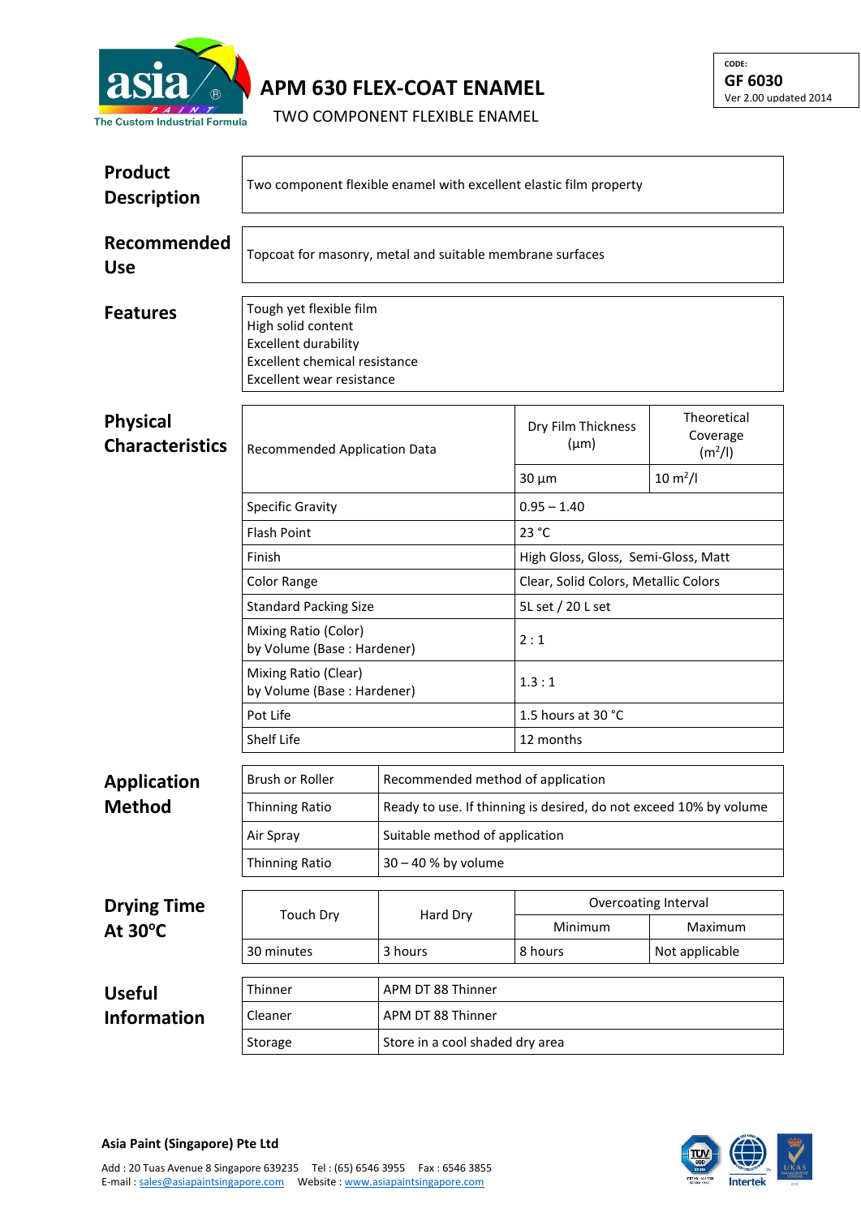asia PAINT
The Custom Industrial Formula

# APM 630 FLEX-COAT ENAMEL

TWO COMPONENT FLEXIBLE ENAMEL

CODE:
**GF 6030**
Ver 2.00 updated 2014

## Product Description

Two component flexible enamel with excellent elastic film property

## Recommended Use

Topcoat for masonry, metal and suitable membrane surfaces

## Features

Tough yet flexible film
High solid content
Excellent durability
Excellent chemical resistance
Excellent wear resistance

## Physical Characteristics

| Recommended Application Data | Dry Film Thickness (µm) | Theoretical Coverage ($m^2$/l) |
|---|---|---|
| | 30 µm | 10 $m^2$/l |
| Specific Gravity | 0.95 – 1.40 | |
| Flash Point | 23 °C | |
| Finish | High Gloss, Gloss, Semi-Gloss, Matt | |
| Color Range | Clear, Solid Colors, Metallic Colors | |
| Standard Packing Size | 5L set / 20 L set | |
| Mixing Ratio (Color) by Volume (Base : Hardener) | 2 : 1 | |
| Mixing Ratio (Clear) by Volume (Base : Hardener) | 1.3 : 1 | |
| Pot Life | 1.5 hours at 30 °C | |
| Shelf Life | 12 months | |

## Application Method

| Brush or Roller | Recommended method of application |
|---|---|
| Thinning Ratio | Ready to use. If thinning is desired, do not exceed 10% by volume |
| Air Spray | Suitable method of application |
| Thinning Ratio | 30 – 40 % by volume |

## Drying Time At 30°C

| Touch Dry | Hard Dry | Overcoating Interval | |
|---|---|---|---|
| | | Minimum | Maximum |
| 30 minutes | 3 hours | 8 hours | Not applicable |

## Useful Information

| Thinner | APM DT 88 Thinner |
|---|---|
| Cleaner | APM DT 88 Thinner |
| Storage | Store in a cool shaded dry area |

**Asia Paint (Singapore) Pte Ltd**

Add : 20 Tuas Avenue 8 Singapore 639235 Tel : (65) 6546 3955 Fax : 6546 3855
E-mail : sales@asiapaintsingapore.com Website : www.asiapaintsingapore.com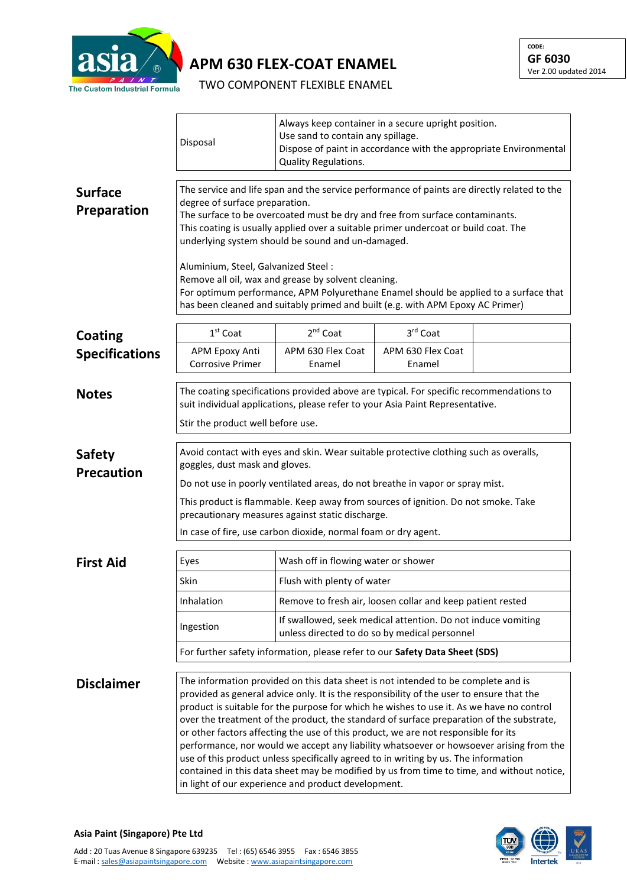# APM 630 FLEX-COAT ENAMEL

TWO COMPONENT FLEXIBLE ENAMEL

CODE:
**GF 6030**
Ver 2.00 updated 2014

| | |
|---|---|
| Disposal | Always keep container in a secure upright position.<br>Use sand to contain any spillage.<br>Dispose of paint in accordance with the appropriate Environmental Quality Regulations. |

## Surface Preparation

The service and life span and the service performance of paints are directly related to the degree of surface preparation.
The surface to be overcoated must be dry and free from surface contaminants.
This coating is usually applied over a suitable primer undercoat or build coat. The underlying system should be sound and un-damaged.

Aluminium, Steel, Galvanized Steel :
Remove all oil, wax and grease by solvent cleaning.
For optimum performance, APM Polyurethane Enamel should be applied to a surface that has been cleaned and suitably primed and built (e.g. with APM Epoxy AC Primer)

## Coating Specifications

| 1st Coat | 2nd Coat | 3rd Coat | |
|---|---|---|---|
| APM Epoxy Anti Corrosive Primer | APM 630 Flex Coat Enamel | APM 630 Flex Coat Enamel | |

## Notes

The coating specifications provided above are typical. For specific recommendations to suit individual applications, please refer to your Asia Paint Representative.

Stir the product well before use.

## Safety Precaution

Avoid contact with eyes and skin. Wear suitable protective clothing such as overalls, goggles, dust mask and gloves.

Do not use in poorly ventilated areas, do not breathe in vapor or spray mist.

This product is flammable. Keep away from sources of ignition. Do not smoke. Take precautionary measures against static discharge.

In case of fire, use carbon dioxide, normal foam or dry agent.

## First Aid

| | |
|---|---|
| Eyes | Wash off in flowing water or shower |
| Skin | Flush with plenty of water |
| Inhalation | Remove to fresh air, loosen collar and keep patient rested |
| Ingestion | If swallowed, seek medical attention. Do not induce vomiting unless directed to do so by medical personnel |

For further safety information, please refer to our **Safety Data Sheet (SDS)**

## Disclaimer

The information provided on this data sheet is not intended to be complete and is provided as general advice only. It is the responsibility of the user to ensure that the product is suitable for the purpose for which he wishes to use it. As we have no control over the treatment of the product, the standard of surface preparation of the substrate, or other factors affecting the use of this product, we are not responsible for its performance, nor would we accept any liability whatsoever or howsoever arising from the use of this product unless specifically agreed to in writing by us. The information contained in this data sheet may be modified by us from time to time, and without notice, in light of our experience and product development.

**Asia Paint (Singapore) Pte Ltd**

Add : 20 Tuas Avenue 8 Singapore 639235 Tel : (65) 6546 3955 Fax : 6546 3855
E-mail : sales@asiapaintsingapore.com Website : www.asiapaintsingapore.com